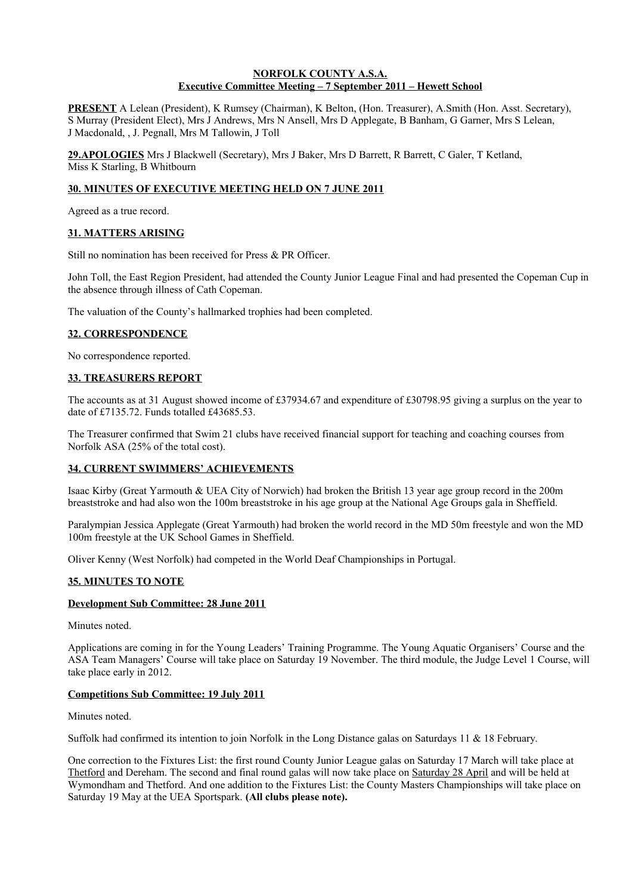# NORFOLK COUNTY A.S.A.
## Executive Committee Meeting – 7 September 2011 – Hewett School

**PRESENT** A Lelean (President), K Rumsey (Chairman), K Belton, (Hon. Treasurer), A.Smith (Hon. Asst. Secretary), S Murray (President Elect), Mrs J Andrews, Mrs N Ansell, Mrs D Applegate, B Banham, G Garner, Mrs S Lelean, J Macdonald, , J. Pegnall, Mrs M Tallowin, J Toll

**29.APOLOGIES** Mrs J Blackwell (Secretary), Mrs J Baker, Mrs D Barrett, R Barrett, C Galer, T Ketland, Miss K Starling, B Whitbourn

### 30. MINUTES OF EXECUTIVE MEETING HELD ON 7 JUNE 2011

Agreed as a true record.

### 31. MATTERS ARISING

Still no nomination has been received for Press & PR Officer.

John Toll, the East Region President, had attended the County Junior League Final and had presented the Copeman Cup in the absence through illness of Cath Copeman.

The valuation of the County's hallmarked trophies had been completed.

### 32. CORRESPONDENCE

No correspondence reported.

### 33. TREASURERS REPORT

The accounts as at 31 August showed income of £37934.67 and expenditure of £30798.95 giving a surplus on the year to date of £7135.72. Funds totalled £43685.53.

The Treasurer confirmed that Swim 21 clubs have received financial support for teaching and coaching courses from Norfolk ASA (25% of the total cost).

### 34. CURRENT SWIMMERS' ACHIEVEMENTS

Isaac Kirby (Great Yarmouth & UEA City of Norwich) had broken the British 13 year age group record in the 200m breaststroke and had also won the 100m breaststroke in his age group at the National Age Groups gala in Sheffield.

Paralympian Jessica Applegate (Great Yarmouth) had broken the world record in the MD 50m freestyle and won the MD 100m freestyle at the UK School Games in Sheffield.

Oliver Kenny (West Norfolk) had competed in the World Deaf Championships in Portugal.

### 35. MINUTES TO NOTE

#### Development Sub Committee: 28 June 2011

Minutes noted.

Applications are coming in for the Young Leaders' Training Programme. The Young Aquatic Organisers' Course and the ASA Team Managers' Course will take place on Saturday 19 November. The third module, the Judge Level 1 Course, will take place early in 2012.

#### Competitions Sub Committee: 19 July 2011

Minutes noted.

Suffolk had confirmed its intention to join Norfolk in the Long Distance galas on Saturdays 11 & 18 February.

One correction to the Fixtures List: the first round County Junior League galas on Saturday 17 March will take place at Thetford and Dereham. The second and final round galas will now take place on Saturday 28 April and will be held at Wymondham and Thetford. And one addition to the Fixtures List: the County Masters Championships will take place on Saturday 19 May at the UEA Sportspark. **(All clubs please note).**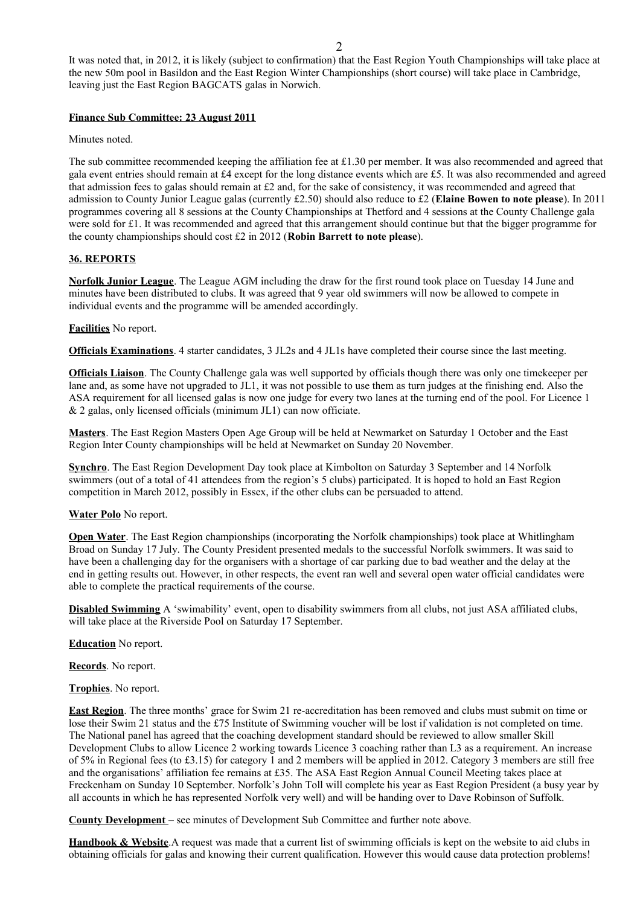It was noted that, in 2012, it is likely (subject to confirmation) that the East Region Youth Championships will take place at the new 50m pool in Basildon and the East Region Winter Championships (short course) will take place in Cambridge, leaving just the East Region BAGCATS galas in Norwich.

**Finance Sub Committee: 23 August 2011**

Minutes noted.

The sub committee recommended keeping the affiliation fee at £1.30 per member. It was also recommended and agreed that gala event entries should remain at £4 except for the long distance events which are £5. It was also recommended and agreed that admission fees to galas should remain at £2 and, for the sake of consistency, it was recommended and agreed that admission to County Junior League galas (currently £2.50) should also reduce to £2 (**Elaine Bowen to note please**). In 2011 programmes covering all 8 sessions at the County Championships at Thetford and 4 sessions at the County Challenge gala were sold for £1. It was recommended and agreed that this arrangement should continue but that the bigger programme for the county championships should cost £2 in 2012 (**Robin Barrett to note please**).

**36. REPORTS**

**Norfolk Junior League**. The League AGM including the draw for the first round took place on Tuesday 14 June and minutes have been distributed to clubs. It was agreed that 9 year old swimmers will now be allowed to compete in individual events and the programme will be amended accordingly.

**Facilities** No report.

**Officials Examinations**. 4 starter candidates, 3 JL2s and 4 JL1s have completed their course since the last meeting.

**Officials Liaison**. The County Challenge gala was well supported by officials though there was only one timekeeper per lane and, as some have not upgraded to JL1, it was not possible to use them as turn judges at the finishing end. Also the ASA requirement for all licensed galas is now one judge for every two lanes at the turning end of the pool. For Licence 1 & 2 galas, only licensed officials (minimum JL1) can now officiate.

**Masters**. The East Region Masters Open Age Group will be held at Newmarket on Saturday 1 October and the East Region Inter County championships will be held at Newmarket on Sunday 20 November.

**Synchro**. The East Region Development Day took place at Kimbolton on Saturday 3 September and 14 Norfolk swimmers (out of a total of 41 attendees from the region's 5 clubs) participated. It is hoped to hold an East Region competition in March 2012, possibly in Essex, if the other clubs can be persuaded to attend.

**Water Polo** No report.

**Open Water**. The East Region championships (incorporating the Norfolk championships) took place at Whitlingham Broad on Sunday 17 July. The County President presented medals to the successful Norfolk swimmers. It was said to have been a challenging day for the organisers with a shortage of car parking due to bad weather and the delay at the end in getting results out. However, in other respects, the event ran well and several open water official candidates were able to complete the practical requirements of the course.

**Disabled Swimming** A 'swimability' event, open to disability swimmers from all clubs, not just ASA affiliated clubs, will take place at the Riverside Pool on Saturday 17 September.

**Education** No report.

**Records**. No report.

**Trophies**. No report.

**East Region**. The three months' grace for Swim 21 re-accreditation has been removed and clubs must submit on time or lose their Swim 21 status and the £75 Institute of Swimming voucher will be lost if validation is not completed on time. The National panel has agreed that the coaching development standard should be reviewed to allow smaller Skill Development Clubs to allow Licence 2 working towards Licence 3 coaching rather than L3 as a requirement. An increase of 5% in Regional fees (to £3.15) for category 1 and 2 members will be applied in 2012. Category 3 members are still free and the organisations' affiliation fee remains at £35. The ASA East Region Annual Council Meeting takes place at Freckenham on Sunday 10 September. Norfolk's John Toll will complete his year as East Region President (a busy year by all accounts in which he has represented Norfolk very well) and will be handing over to Dave Robinson of Suffolk.

**County Development** – see minutes of Development Sub Committee and further note above.

**Handbook & Website**.A request was made that a current list of swimming officials is kept on the website to aid clubs in obtaining officials for galas and knowing their current qualification. However this would cause data protection problems!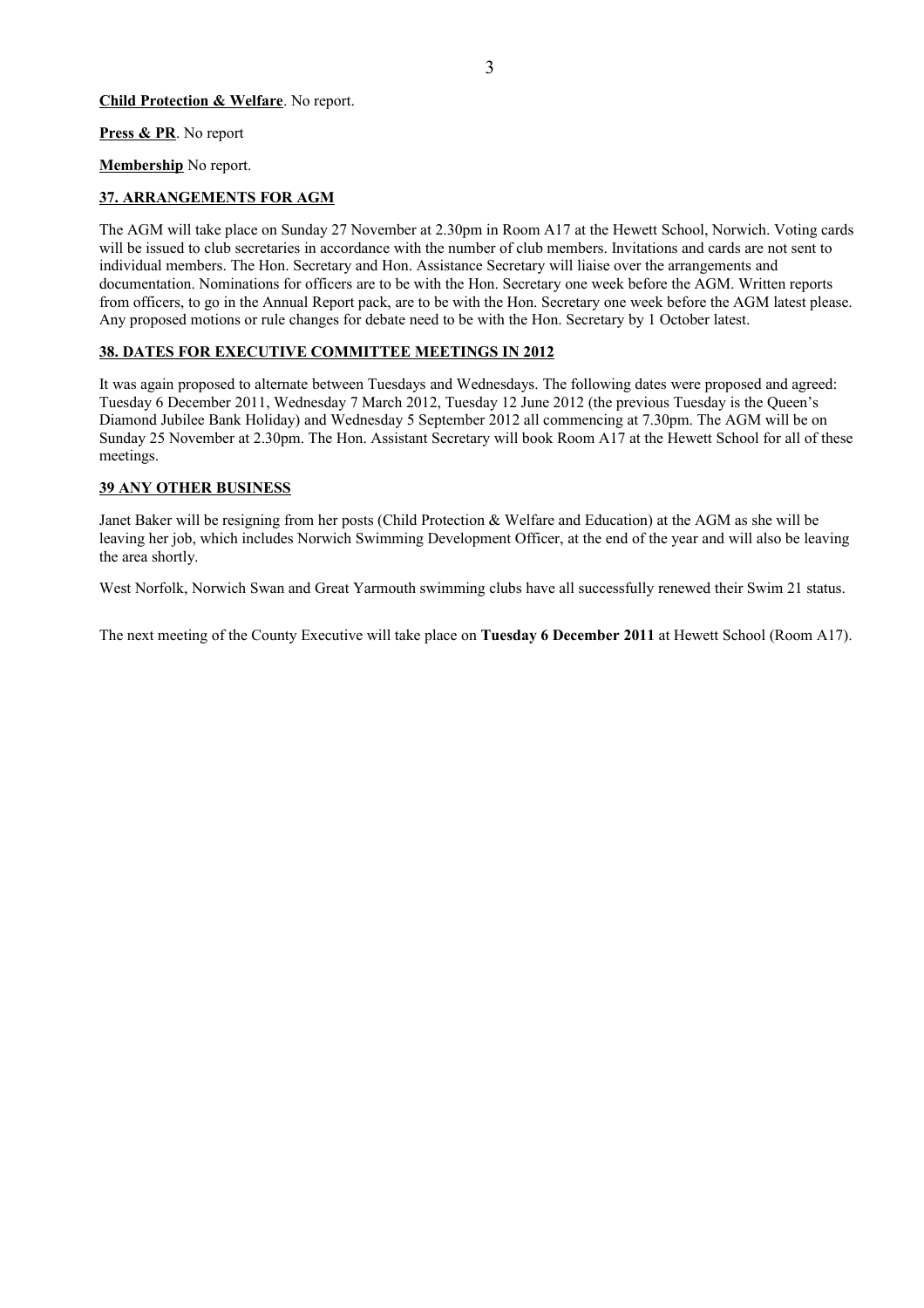**Child Protection & Welfare**. No report.

**Press & PR**. No report

**Membership** No report.

## 37. ARRANGEMENTS FOR AGM

The AGM will take place on Sunday 27 November at 2.30pm in Room A17 at the Hewett School, Norwich. Voting cards will be issued to club secretaries in accordance with the number of club members. Invitations and cards are not sent to individual members. The Hon. Secretary and Hon. Assistance Secretary will liaise over the arrangements and documentation. Nominations for officers are to be with the Hon. Secretary one week before the AGM. Written reports from officers, to go in the Annual Report pack, are to be with the Hon. Secretary one week before the AGM latest please. Any proposed motions or rule changes for debate need to be with the Hon. Secretary by 1 October latest.

## 38. DATES FOR EXECUTIVE COMMITTEE MEETINGS IN 2012

It was again proposed to alternate between Tuesdays and Wednesdays. The following dates were proposed and agreed: Tuesday 6 December 2011, Wednesday 7 March 2012, Tuesday 12 June 2012 (the previous Tuesday is the Queen's Diamond Jubilee Bank Holiday) and Wednesday 5 September 2012 all commencing at 7.30pm. The AGM will be on Sunday 25 November at 2.30pm. The Hon. Assistant Secretary will book Room A17 at the Hewett School for all of these meetings.

## 39 ANY OTHER BUSINESS

Janet Baker will be resigning from her posts (Child Protection & Welfare and Education) at the AGM as she will be leaving her job, which includes Norwich Swimming Development Officer, at the end of the year and will also be leaving the area shortly.

West Norfolk, Norwich Swan and Great Yarmouth swimming clubs have all successfully renewed their Swim 21 status.

The next meeting of the County Executive will take place on **Tuesday 6 December 2011** at Hewett School (Room A17).